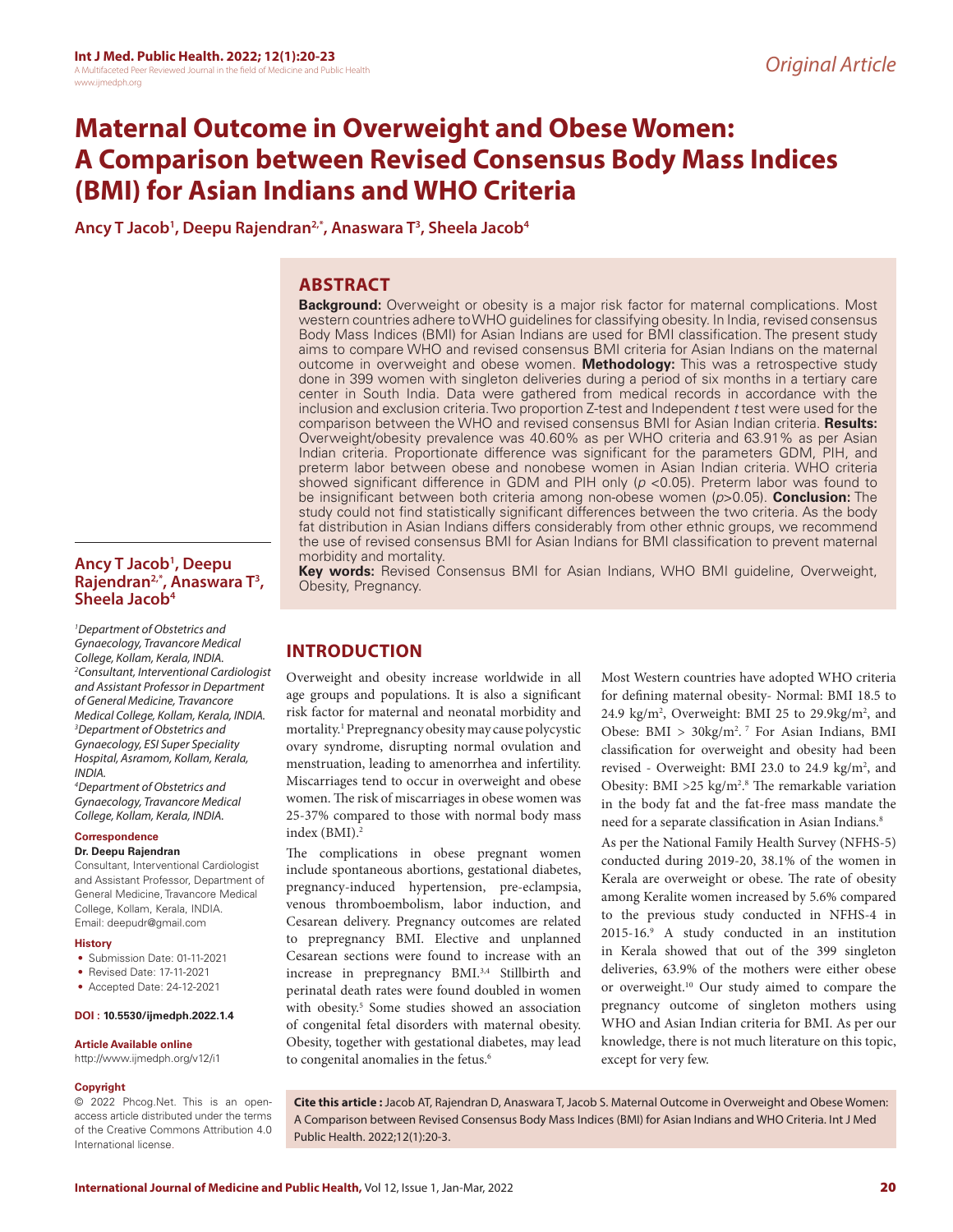Original Article

# Maternal Outcome in Overweight and Obese Women: A Comparison between Revised Consensus Body Mass Indices (BMI) for Asian Indians and WHO Criteria

**Ancy T Jacob[1], Deepu Rajendran[2,*], Anaswara T[3], Sheela Jacob[4]**

## ABSTRACT

**Background:** Overweight or obesity is a major risk factor for maternal complications. Most western countries adhere to WHO guidelines for classifying obesity. In India, revised consensus Body Mass Indices (BMI) for Asian Indians are used for BMI classification. The present study aims to compare WHO and revised consensus BMI criteria for Asian Indians on the maternal outcome in overweight and obese women. **Methodology:** This was a retrospective study done in 399 women with singleton deliveries during a period of six months in a tertiary care center in South India. Data were gathered from medical records in accordance with the inclusion and exclusion criteria. Two proportion Z-test and Independent *t* test were used for the comparison between the WHO and revised consensus BMI for Asian Indian criteria. **Results:** Overweight/obesity prevalence was 40.60% as per WHO criteria and 63.91% as per Asian Indian criteria. Proportionate difference was significant for the parameters GDM, PIH, and preterm labor between obese and nonobese women in Asian Indian criteria. WHO criteria showed significant difference in GDM and PIH only ($p<0.05$). Preterm labor was found to be insignificant between both criteria among non-obese women ($p>0.05$). **Conclusion:** The study could not find statistically significant differences between the two criteria. As the body fat distribution in Asian Indians differs considerably from other ethnic groups, we recommend the use of revised consensus BMI for Asian Indians for BMI classification to prevent maternal morbidity and mortality.

**Key words:** Revised Consensus BMI for Asian Indians, WHO BMI guideline, Overweight, Obesity, Pregnancy.

**Ancy T Jacob[1], Deepu Rajendran[2,*], Anaswara T[3], Sheela Jacob[4]**

*[1]Department of Obstetrics and Gynaecology, Travancore Medical College, Kollam, Kerala, INDIA.*
*[2]Consultant, Interventional Cardiologist and Assistant Professor in Department of General Medicine, Travancore Medical College, Kollam, Kerala, INDIA.*
*[3]Department of Obstetrics and Gynaecology, ESI Super Speciality Hospital, Asramom, Kollam, Kerala, INDIA.*
*[4]Department of Obstetrics and Gynaecology, Travancore Medical College, Kollam, Kerala, INDIA.*

**Correspondence**

**Dr. Deepu Rajendran**

Consultant, Interventional Cardiologist and Assistant Professor, Department of General Medicine, Travancore Medical College, Kollam, Kerala, INDIA.
Email: deepudr@gmail.com

**History**

- Submission Date: 01-11-2021
- Revised Date: 17-11-2021
- Accepted Date: 24-12-2021

**DOI : 10.5530/ijmedph.2022.1.4**

**Article Available online**

http://www.ijmedph.org/v12/i1

**Copyright**

© 2022 Phcog.Net. This is an open-access article distributed under the terms of the Creative Commons Attribution 4.0 International license.

## INTRODUCTION

Overweight and obesity increase worldwide in all age groups and populations. It is also a significant risk factor for maternal and neonatal morbidity and mortality.[1] Prepregnancy obesity may cause polycystic ovary syndrome, disrupting normal ovulation and menstruation, leading to amenorrhea and infertility. Miscarriages tend to occur in overweight and obese women. The risk of miscarriages in obese women was 25-37% compared to those with normal body mass index (BMI).[2]

The complications in obese pregnant women include spontaneous abortions, gestational diabetes, pregnancy-induced hypertension, pre-eclampsia, venous thromboembolism, labor induction, and Cesarean delivery. Pregnancy outcomes are related to prepregnancy BMI. Elective and unplanned Cesarean sections were found to increase with an increase in prepregnancy BMI.[3,4] Stillbirth and perinatal death rates were found doubled in women with obesity.[5] Some studies showed an association of congenital fetal disorders with maternal obesity. Obesity, together with gestational diabetes, may lead to congenital anomalies in the fetus.[6]

Most Western countries have adopted WHO criteria for defining maternal obesity- Normal: BMI 18.5 to 24.9 kg/m$^2$, Overweight: BMI 25 to 29.9kg/m$^2$, and Obese: BMI > 30kg/m$^2$.[7] For Asian Indians, BMI classification for overweight and obesity had been revised - Overweight: BMI 23.0 to 24.9 kg/m$^2$, and Obesity: BMI >25 kg/m$^2$.[8] The remarkable variation in the body fat and the fat-free mass mandate the need for a separate classification in Asian Indians.[8]

As per the National Family Health Survey (NFHS-5) conducted during 2019-20, 38.1% of the women in Kerala are overweight or obese. The rate of obesity among Keralite women increased by 5.6% compared to the previous study conducted in NFHS-4 in 2015-16.[9] A study conducted in an institution in Kerala showed that out of the 399 singleton deliveries, 63.9% of the mothers were either obese or overweight.[10] Our study aimed to compare the pregnancy outcome of singleton mothers using WHO and Asian Indian criteria for BMI. As per our knowledge, there is not much literature on this topic, except for very few.

**Cite this article :** Jacob AT, Rajendran D, Anaswara T, Jacob S. Maternal Outcome in Overweight and Obese Women: A Comparison between Revised Consensus Body Mass Indices (BMI) for Asian Indians and WHO Criteria. Int J Med Public Health. 2022;12(1):20-3.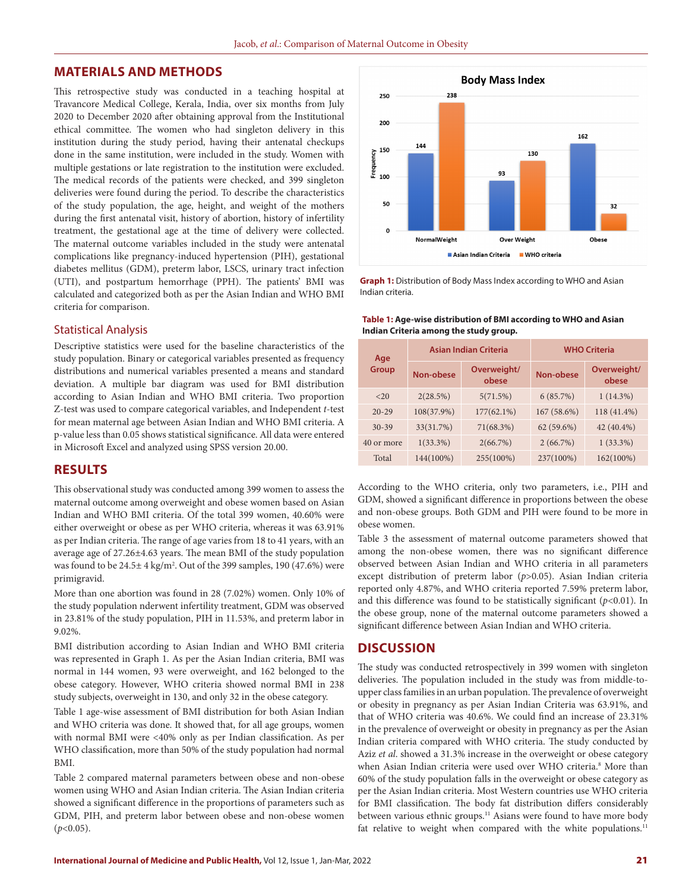## MATERIALS AND METHODS

This retrospective study was conducted in a teaching hospital at Travancore Medical College, Kerala, India, over six months from July 2020 to December 2020 after obtaining approval from the Institutional ethical committee. The women who had singleton delivery in this institution during the study period, having their antenatal checkups done in the same institution, were included in the study. Women with multiple gestations or late registration to the institution were excluded. The medical records of the patients were checked, and 399 singleton deliveries were found during the period. To describe the characteristics of the study population, the age, height, and weight of the mothers during the first antenatal visit, history of abortion, history of infertility treatment, the gestational age at the time of delivery were collected. The maternal outcome variables included in the study were antenatal complications like pregnancy-induced hypertension (PIH), gestational diabetes mellitus (GDM), preterm labor, LSCS, urinary tract infection (UTI), and postpartum hemorrhage (PPH). The patients' BMI was calculated and categorized both as per the Asian Indian and WHO BMI criteria for comparison.

### Statistical Analysis

Descriptive statistics were used for the baseline characteristics of the study population. Binary or categorical variables presented as frequency distributions and numerical variables presented a means and standard deviation. A multiple bar diagram was used for BMI distribution according to Asian Indian and WHO BMI criteria. Two proportion Z-test was used to compare categorical variables, and Independent *t*-test for mean maternal age between Asian Indian and WHO BMI criteria. A p-value less than 0.05 shows statistical significance. All data were entered in Microsoft Excel and analyzed using SPSS version 20.00.

## RESULTS

This observational study was conducted among 399 women to assess the maternal outcome among overweight and obese women based on Asian Indian and WHO BMI criteria. Of the total 399 women, 40.60% were either overweight or obese as per WHO criteria, whereas it was 63.91% as per Indian criteria. The range of age varies from 18 to 41 years, with an average age of 27.26±4.63 years. The mean BMI of the study population was found to be 24.5± 4 kg/m$^2$. Out of the 399 samples, 190 (47.6%) were primigravid.

More than one abortion was found in 28 (7.02%) women. Only 10% of the study population nderwent infertility treatment, GDM was observed in 23.81% of the study population, PIH in 11.53%, and preterm labor in 9.02%.

BMI distribution according to Asian Indian and WHO BMI criteria was represented in Graph 1. As per the Asian Indian criteria, BMI was normal in 144 women, 93 were overweight, and 162 belonged to the obese category. However, WHO criteria showed normal BMI in 238 study subjects, overweight in 130, and only 32 in the obese category.

Table 1 age-wise assessment of BMI distribution for both Asian Indian and WHO criteria was done. It showed that, for all age groups, women with normal BMI were <40% only as per Indian classification. As per WHO classification, more than 50% of the study population had normal BMI.

Table 2 compared maternal parameters between obese and non-obese women using WHO and Asian Indian criteria. The Asian Indian criteria showed a significant difference in the proportions of parameters such as GDM, PIH, and preterm labor between obese and non-obese women ($p<0.05$).

**Body Mass Index**

| | NormalWeight | Over Weight | Obese |
|---|---|---|---|
| Asian Indian Criteria | 144 | 93 | 162 |
| WHO criteria | 238 | 130 | 32 |

**Graph 1:** Distribution of Body Mass Index according to WHO and Asian Indian criteria.

**Table 1: Age-wise distribution of BMI according to WHO and Asian Indian Criteria among the study group.**

| Age Group | Asian Indian Criteria | | WHO Criteria | |
|---|---|---|---|---|
| | Non-obese | Overweight/ obese | Non-obese | Overweight/ obese |
| <20 | 2(28.5%) | 5(71.5%) | 6 (85.7%) | 1 (14.3%) |
| 20-29 | 108(37.9%) | 177(62.1%) | 167 (58.6%) | 118 (41.4%) |
| 30-39 | 33(31.7%) | 71(68.3%) | 62 (59.6%) | 42 (40.4%) |
| 40 or more | 1(33.3%) | 2(66.7%) | 2 (66.7%) | 1 (33.3%) |
| Total | 144(100%) | 255(100%) | 237(100%) | 162(100%) |

According to the WHO criteria, only two parameters, i.e., PIH and GDM, showed a significant difference in proportions between the obese and non-obese groups. Both GDM and PIH were found to be more in obese women.

Table 3 the assessment of maternal outcome parameters showed that among the non-obese women, there was no significant difference observed between Asian Indian and WHO criteria in all parameters except distribution of preterm labor ($p>0.05$). Asian Indian criteria reported only 4.87%, and WHO criteria reported 7.59% preterm labor, and this difference was found to be statistically significant ($p<0.01$). In the obese group, none of the maternal outcome parameters showed a significant difference between Asian Indian and WHO criteria.

## DISCUSSION

The study was conducted retrospectively in 399 women with singleton deliveries. The population included in the study was from middle-to-upper class families in an urban population. The prevalence of overweight or obesity in pregnancy as per Asian Indian Criteria was 63.91%, and that of WHO criteria was 40.6%. We could find an increase of 23.31% in the prevalence of overweight or obesity in pregnancy as per the Asian Indian criteria compared with WHO criteria. The study conducted by Aziz *et al*. showed a 31.3% increase in the overweight or obese category when Asian Indian criteria were used over WHO criteria.[8] More than 60% of the study population falls in the overweight or obese category as per the Asian Indian criteria. Most Western countries use WHO criteria for BMI classification. The body fat distribution differs considerably between various ethnic groups.[11] Asians were found to have more body fat relative to weight when compared with the white populations.[11]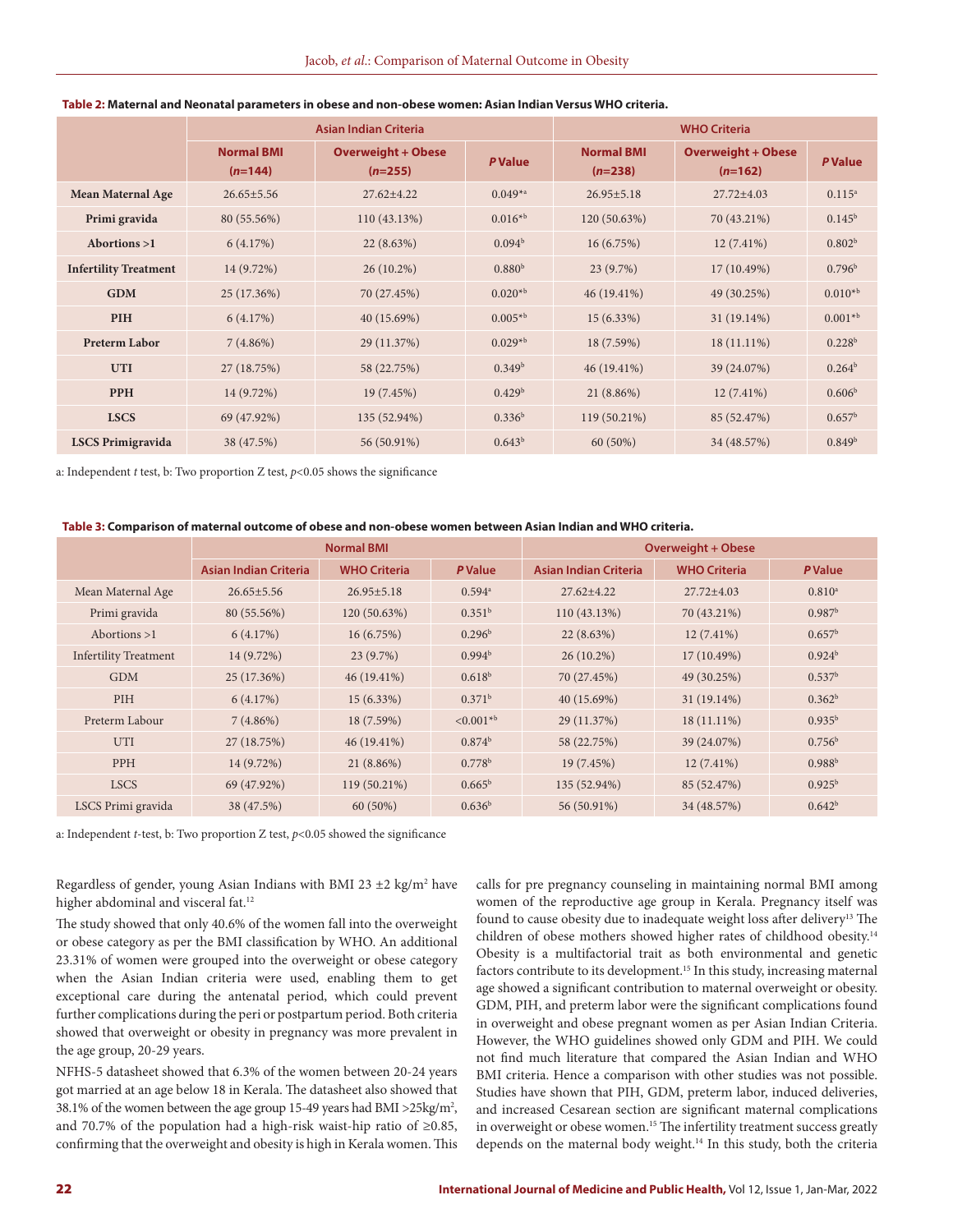**Table 2: Maternal and Neonatal parameters in obese and non-obese women: Asian Indian Versus WHO criteria.**

| | Asian Indian Criteria | | | WHO Criteria | | |
|---|---|---|---|---|---|---|
| | Normal BMI (*n*=144) | Overweight + Obese (*n*=255) | *P* Value | Normal BMI (*n*=238) | Overweight + Obese (*n*=162) | *P* Value |
| **Mean Maternal Age** | 26.65±5.56 | 27.62±4.22 | 0.049*a | 26.95±5.18 | 27.72±4.03 | 0.115a |
| **Primi gravida** | 80 (55.56%) | 110 (43.13%) | 0.016*b | 120 (50.63%) | 70 (43.21%) | 0.145b |
| **Abortions >1** | 6 (4.17%) | 22 (8.63%) | 0.094b | 16 (6.75%) | 12 (7.41%) | 0.802b |
| **Infertility Treatment** | 14 (9.72%) | 26 (10.2%) | 0.880b | 23 (9.7%) | 17 (10.49%) | 0.796b |
| **GDM** | 25 (17.36%) | 70 (27.45%) | 0.020*b | 46 (19.41%) | 49 (30.25%) | 0.010*b |
| **PIH** | 6 (4.17%) | 40 (15.69%) | 0.005*b | 15 (6.33%) | 31 (19.14%) | 0.001*b |
| **Preterm Labor** | 7 (4.86%) | 29 (11.37%) | 0.029*b | 18 (7.59%) | 18 (11.11%) | 0.228b |
| **UTI** | 27 (18.75%) | 58 (22.75%) | 0.349b | 46 (19.41%) | 39 (24.07%) | 0.264b |
| **PPH** | 14 (9.72%) | 19 (7.45%) | 0.429b | 21 (8.86%) | 12 (7.41%) | 0.606b |
| **LSCS** | 69 (47.92%) | 135 (52.94%) | 0.336b | 119 (50.21%) | 85 (52.47%) | 0.657b |
| **LSCS Primigravida** | 38 (47.5%) | 56 (50.91%) | 0.643b | 60 (50%) | 34 (48.57%) | 0.849b |

a: Independent *t* test, b: Two proportion Z test, $p<0.05$ shows the significance

**Table 3: Comparison of maternal outcome of obese and non-obese women between Asian Indian and WHO criteria.**

| | Normal BMI | | | Overweight + Obese | | |
|---|---|---|---|---|---|---|
| | Asian Indian Criteria | WHO Criteria | *P* Value | Asian Indian Criteria | WHO Criteria | *P* Value |
| Mean Maternal Age | 26.65±5.56 | 26.95±5.18 | 0.594a | 27.62±4.22 | 27.72±4.03 | 0.810a |
| Primi gravida | 80 (55.56%) | 120 (50.63%) | 0.351b | 110 (43.13%) | 70 (43.21%) | 0.987b |
| Abortions >1 | 6 (4.17%) | 16 (6.75%) | 0.296b | 22 (8.63%) | 12 (7.41%) | 0.657b |
| Infertility Treatment | 14 (9.72%) | 23 (9.7%) | 0.994b | 26 (10.2%) | 17 (10.49%) | 0.924b |
| GDM | 25 (17.36%) | 46 (19.41%) | 0.618b | 70 (27.45%) | 49 (30.25%) | 0.537b |
| PIH | 6 (4.17%) | 15 (6.33%) | 0.371b | 40 (15.69%) | 31 (19.14%) | 0.362b |
| Preterm Labour | 7 (4.86%) | 18 (7.59%) | <0.001*b | 29 (11.37%) | 18 (11.11%) | 0.935b |
| UTI | 27 (18.75%) | 46 (19.41%) | 0.874b | 58 (22.75%) | 39 (24.07%) | 0.756b |
| PPH | 14 (9.72%) | 21 (8.86%) | 0.778b | 19 (7.45%) | 12 (7.41%) | 0.988b |
| LSCS | 69 (47.92%) | 119 (50.21%) | 0.665b | 135 (52.94%) | 85 (52.47%) | 0.925b |
| LSCS Primi gravida | 38 (47.5%) | 60 (50%) | 0.636b | 56 (50.91%) | 34 (48.57%) | 0.642b |

a: Independent *t*-test, b: Two proportion Z test, $p<0.05$ showed the significance

Regardless of gender, young Asian Indians with BMI 23 ±2 kg/$m^2$ have higher abdominal and visceral fat.[12]

The study showed that only 40.6% of the women fall into the overweight or obese category as per the BMI classification by WHO. An additional 23.31% of women were grouped into the overweight or obese category when the Asian Indian criteria were used, enabling them to get exceptional care during the antenatal period, which could prevent further complications during the peri or postpartum period. Both criteria showed that overweight or obesity in pregnancy was more prevalent in the age group, 20-29 years.

NFHS-5 datasheet showed that 6.3% of the women between 20-24 years got married at an age below 18 in Kerala. The datasheet also showed that 38.1% of the women between the age group 15-49 years had BMI >25kg/$m^2$, and 70.7% of the population had a high-risk waist-hip ratio of ≥0.85, confirming that the overweight and obesity is high in Kerala women. This calls for pre pregnancy counseling in maintaining normal BMI among women of the reproductive age group in Kerala. Pregnancy itself was found to cause obesity due to inadequate weight loss after delivery[13] The children of obese mothers showed higher rates of childhood obesity.[14] Obesity is a multifactorial trait as both environmental and genetic factors contribute to its development.[15] In this study, increasing maternal age showed a significant contribution to maternal overweight or obesity. GDM, PIH, and preterm labor were the significant complications found in overweight and obese pregnant women as per Asian Indian Criteria. However, the WHO guidelines showed only GDM and PIH. We could not find much literature that compared the Asian Indian and WHO BMI criteria. Hence a comparison with other studies was not possible. Studies have shown that PIH, GDM, preterm labor, induced deliveries, and increased Cesarean section are significant maternal complications in overweight or obese women.[15] The infertility treatment success greatly depends on the maternal body weight.[14] In this study, both the criteria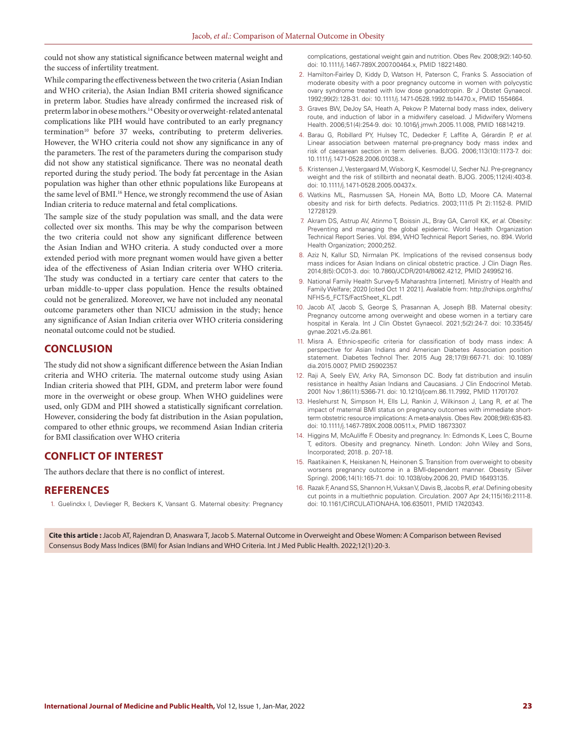could not show any statistical significance between maternal weight and the success of infertility treatment.

While comparing the effectiveness between the two criteria (Asian Indian and WHO criteria), the Asian Indian BMI criteria showed significance in preterm labor. Studies have already confirmed the increased risk of preterm labor in obese mothers.[14] Obesity or overweight-related antenatal complications like PIH would have contributed to an early pregnancy termination[10] before 37 weeks, contributing to preterm deliveries. However, the WHO criteria could not show any significance in any of the parameters. The rest of the parameters during the comparison study did not show any statistical significance. There was no neonatal death reported during the study period. The body fat percentage in the Asian population was higher than other ethnic populations like Europeans at the same level of BMI.[16] Hence, we strongly recommend the use of Asian Indian criteria to reduce maternal and fetal complications.

The sample size of the study population was small, and the data were collected over six months. This may be why the comparison between the two criteria could not show any significant difference between the Asian Indian and WHO criteria. A study conducted over a more extended period with more pregnant women would have given a better idea of the effectiveness of Asian Indian criteria over WHO criteria. The study was conducted in a tertiary care center that caters to the urban middle-to-upper class population. Hence the results obtained could not be generalized. Moreover, we have not included any neonatal outcome parameters other than NICU admission in the study; hence any significance of Asian Indian criteria over WHO criteria considering neonatal outcome could not be studied.

## CONCLUSION

The study did not show a significant difference between the Asian Indian criteria and WHO criteria. The maternal outcome study using Asian Indian criteria showed that PIH, GDM, and preterm labor were found more in the overweight or obese group. When WHO guidelines were used, only GDM and PIH showed a statistically significant correlation. However, considering the body fat distribution in the Asian population, compared to other ethnic groups, we recommend Asian Indian criteria for BMI classification over WHO criteria

## CONFLICT OF INTEREST

The authors declare that there is no conflict of interest.

## REFERENCES

1. Guelinckx I, Devlieger R, Beckers K, Vansant G. Maternal obesity: Pregnancy complications, gestational weight gain and nutrition. Obes Rev. 2008;9(2):140-50. doi: 10.1111/j.1467-789X.2007.00464.x, PMID 18221480.
2. Hamilton-Fairley D, Kiddy D, Watson H, Paterson C, Franks S. Association of moderate obesity with a poor pregnancy outcome in women with polycystic ovary syndrome treated with low dose gonadotropin. Br J Obstet Gynaecol. 1992;99(2):128-31. doi: 10.1111/j.1471-0528.1992.tb14470.x, PMID 1554664.
3. Graves BW, DeJoy SA, Heath A, Pekow P. Maternal body mass index, delivery route, and induction of labor in a midwifery caseload. J Midwifery Womens Health. 2006;51(4):254-9. doi: 10.1016/j.jmwh.2005.11.008, PMID 16814219.
4. Barau G, Robillard PY, Hulsey TC, Dedecker F, Laffite A, Gérardin P, *et al.* Linear association between maternal pre-pregnancy body mass index and risk of caesarean section in term deliveries. BJOG. 2006;113(10):1173-7. doi: 10.1111/j.1471-0528.2006.01038.x.
5. Kristensen J, Vestergaard M, Wisborg K, Kesmodel U, Secher NJ. Pre-pregnancy weight and the risk of stillbirth and neonatal death. BJOG. 2005;112(4):403-8. doi: 10.1111/j.1471-0528.2005.00437.x.
6. Watkins ML, Rasmussen SA, Honein MA, Botto LD, Moore CA. Maternal obesity and risk for birth defects. Pediatrics. 2003;111(5 Pt 2):1152-8. PMID 12728129.
7. Akram DS, Astrup AV, Atinmo T, Boissin JL, Bray GA, Carroll KK, *et al.* Obesity: Preventing and managing the global epidemic. World Health Organization Technical Report Series. Vol. 894, WHO Technical Report Series, no. 894. World Health Organization; 2000;252.
8. Aziz N, Kallur SD, Nirmalan PK. Implications of the revised consensus body mass indices for Asian Indians on clinical obstetric practice. J Clin Diagn Res. 2014;8(5):OC01-3. doi: 10.7860/JCDR/2014/8062.4212, PMID 24995216.
9. National Family Health Survey-5 Maharashtra [internet]. Ministry of Health and Family Welfare; 2020 [cited Oct 11 2021]. Available from: http://rchiips.org/nfhs/NFHS-5_FCTS/FactSheet_KL.pdf.
10. Jacob AT, Jacob S, George S, Prasannan A, Joseph BB. Maternal obesity: Pregnancy outcome among overweight and obese women in a tertiary care hospital in Kerala. Int J Clin Obstet Gynaecol. 2021;5(2):24-7. doi: 10.33545/gynae.2021.v5.i2a.861.
11. Misra A. Ethnic-specific criteria for classification of body mass index: A perspective for Asian Indians and American Diabetes Association position statement. Diabetes Technol Ther. 2015 Aug 28;17(9):667-71. doi: 10.1089/dia.2015.0007, PMID 25902357.
12. Raji A, Seely EW, Arky RA, Simonson DC. Body fat distribution and insulin resistance in healthy Asian Indians and Caucasians. J Clin Endocrinol Metab. 2001 Nov 1;86(11):5366-71. doi: 10.1210/jcem.86.11.7992, PMID 11701707.
13. Heslehurst N, Simpson H, Ells LJ, Rankin J, Wilkinson J, Lang R, *et al.* The impact of maternal BMI status on pregnancy outcomes with immediate short-term obstetric resource implications: A meta-analysis. Obes Rev. 2008;9(6):635-83. doi: 10.1111/j.1467-789X.2008.00511.x, PMID 18673307.
14. Higgins M, McAuliffe F. Obesity and pregnancy. In: Edmonds K, Lees C, Bourne T, editors. Obesity and pregnancy. Nineth. London: John Wiley and Sons, Incorporated; 2018. p. 207-18.
15. Raatikainen K, Heiskanen N, Heinonen S. Transition from overweight to obesity worsens pregnancy outcome in a BMI-dependent manner. Obesity (Silver Spring). 2006;14(1):165-71. doi: 10.1038/oby.2006.20, PMID 16493135.
16. Razak F, Anand SS, Shannon H, Vuksan V, Davis B, Jacobs R, *et al.* Defining obesity cut points in a multiethnic population. Circulation. 2007 Apr 24;115(16):2111-8. doi: 10.1161/CIRCULATIONAHA.106.635011, PMID 17420343.

**Cite this article :** Jacob AT, Rajendran D, Anaswara T, Jacob S. Maternal Outcome in Overweight and Obese Women: A Comparison between Revised Consensus Body Mass Indices (BMI) for Asian Indians and WHO Criteria. Int J Med Public Health. 2022;12(1):20-3.